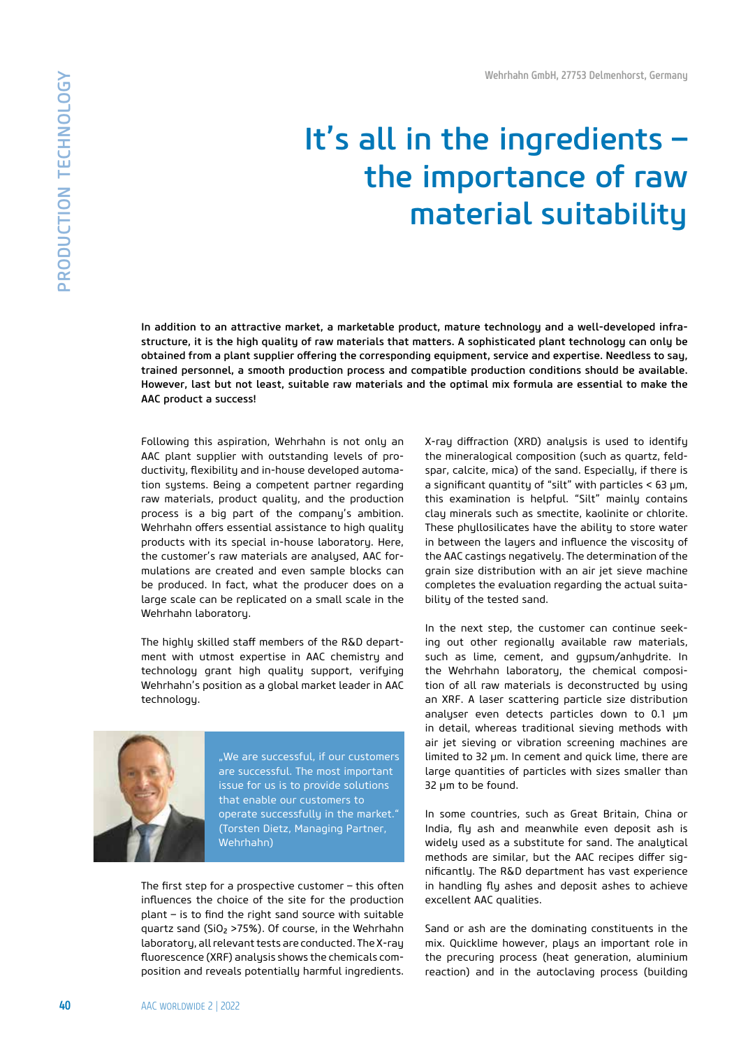Wehrhahn GmbH, 27753 Delmenhorst, Germany

# It's all in the ingredients – the importance of raw material suitability

**In addition to an attractive market, a marketable product, mature technology and a well-developed infrastructure, it is the high quality of raw materials that matters. A sophisticated plant technology can only be obtained from a plant supplier offering the corresponding equipment, service and expertise. Needless to say, trained personnel, a smooth production process and compatible production conditions should be available. However, last but not least, suitable raw materials and the optimal mix formula are essential to make the AAC product a success!**

Following this aspiration, Wehrhahn is not only an AAC plant supplier with outstanding levels of productivity, flexibility and in-house developed automation systems. Being a competent partner regarding raw materials, product quality, and the production process is a big part of the company's ambition. Wehrhahn offers essential assistance to high quality products with its special in-house laboratory. Here, the customer's raw materials are analysed, AAC formulations are created and even sample blocks can be produced. In fact, what the producer does on a large scale can be replicated on a small scale in the Wehrhahn laboratory.

The highly skilled staff members of the R&D department with utmost expertise in AAC chemistry and technology grant high quality support, verifying Wehrhahn's position as a global market leader in AAC technology.

„We are successful, if our customers are successful. The most important issue for us is to provide solutions that enable our customers to operate successfully in the market." (Torsten Dietz, Managing Partner, Wehrhahn)

The first step for a prospective customer – this often influences the choice of the site for the production plant – is to find the right sand source with suitable quartz sand ($SiO_2$ >75%). Of course, in the Wehrhahn laboratory, all relevant tests are conducted. The X-ray fluorescence (XRF) analysis shows the chemicals composition and reveals potentially harmful ingredients. X-ray diffraction (XRD) analysis is used to identify the mineralogical composition (such as quartz, feldspar, calcite, mica) of the sand. Especially, if there is a significant quantity of "silt" with particles < 63 µm, this examination is helpful. "Silt" mainly contains clay minerals such as smectite, kaolinite or chlorite. These phyllosilicates have the ability to store water in between the layers and influence the viscosity of the AAC castings negatively. The determination of the grain size distribution with an air jet sieve machine completes the evaluation regarding the actual suitability of the tested sand.

In the next step, the customer can continue seeking out other regionally available raw materials, such as lime, cement, and gypsum/anhydrite. In the Wehrhahn laboratory, the chemical composition of all raw materials is deconstructed by using an XRF. A laser scattering particle size distribution analyser even detects particles down to 0.1 µm in detail, whereas traditional sieving methods with air jet sieving or vibration screening machines are limited to 32 µm. In cement and quick lime, there are large quantities of particles with sizes smaller than 32 µm to be found.

In some countries, such as Great Britain, China or India, fly ash and meanwhile even deposit ash is widely used as a substitute for sand. The analytical methods are similar, but the AAC recipes differ significantly. The R&D department has vast experience in handling fly ashes and deposit ashes to achieve excellent AAC qualities.

Sand or ash are the dominating constituents in the mix. Quicklime however, plays an important role in the precuring process (heat generation, aluminium reaction) and in the autoclaving process (building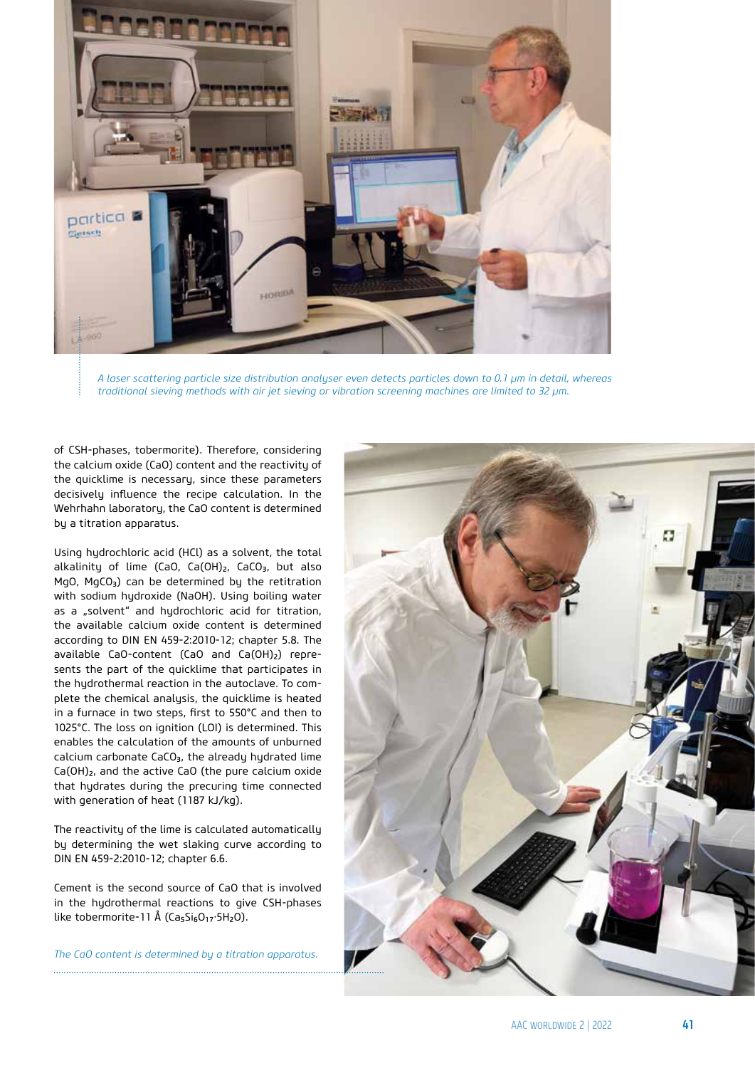*A laser scattering particle size distribution analyser even detects particles down to 0.1 µm in detail, whereas traditional sieving methods with air jet sieving or vibration screening machines are limited to 32 µm.*

of CSH-phases, tobermorite). Therefore, considering the calcium oxide (CaO) content and the reactivity of the quicklime is necessary, since these parameters decisively influence the recipe calculation. In the Wehrhahn laboratory, the CaO content is determined by a titration apparatus.

Using hydrochloric acid (HCl) as a solvent, the total alkalinity of lime (CaO, $Ca(OH)_2$, $CaCO_3$, but also MgO, $MgCO_3$) can be determined by the retitration with sodium hydroxide (NaOH). Using boiling water as a „solvent" and hydrochloric acid for titration, the available calcium oxide content is determined according to DIN EN 459-2:2010-12; chapter 5.8. The available CaO-content (CaO and $Ca(OH)_2$) represents the part of the quicklime that participates in the hydrothermal reaction in the autoclave. To complete the chemical analysis, the quicklime is heated in a furnace in two steps, first to 550°C and then to 1025°C. The loss on ignition (LOI) is determined. This enables the calculation of the amounts of unburned calcium carbonate $CaCO_3$, the already hydrated lime $Ca(OH)_2$, and the active CaO (the pure calcium oxide that hydrates during the precuring time connected with generation of heat (1187 kJ/kg).

The reactivity of the lime is calculated automatically by determining the wet slaking curve according to DIN EN 459-2:2010-12; chapter 6.6.

Cement is the second source of CaO that is involved in the hydrothermal reactions to give CSH-phases like tobermorite-11 Å ($Ca_5Si_6O_{17} \cdot 5H_2O$).

*The CaO content is determined by a titration apparatus.*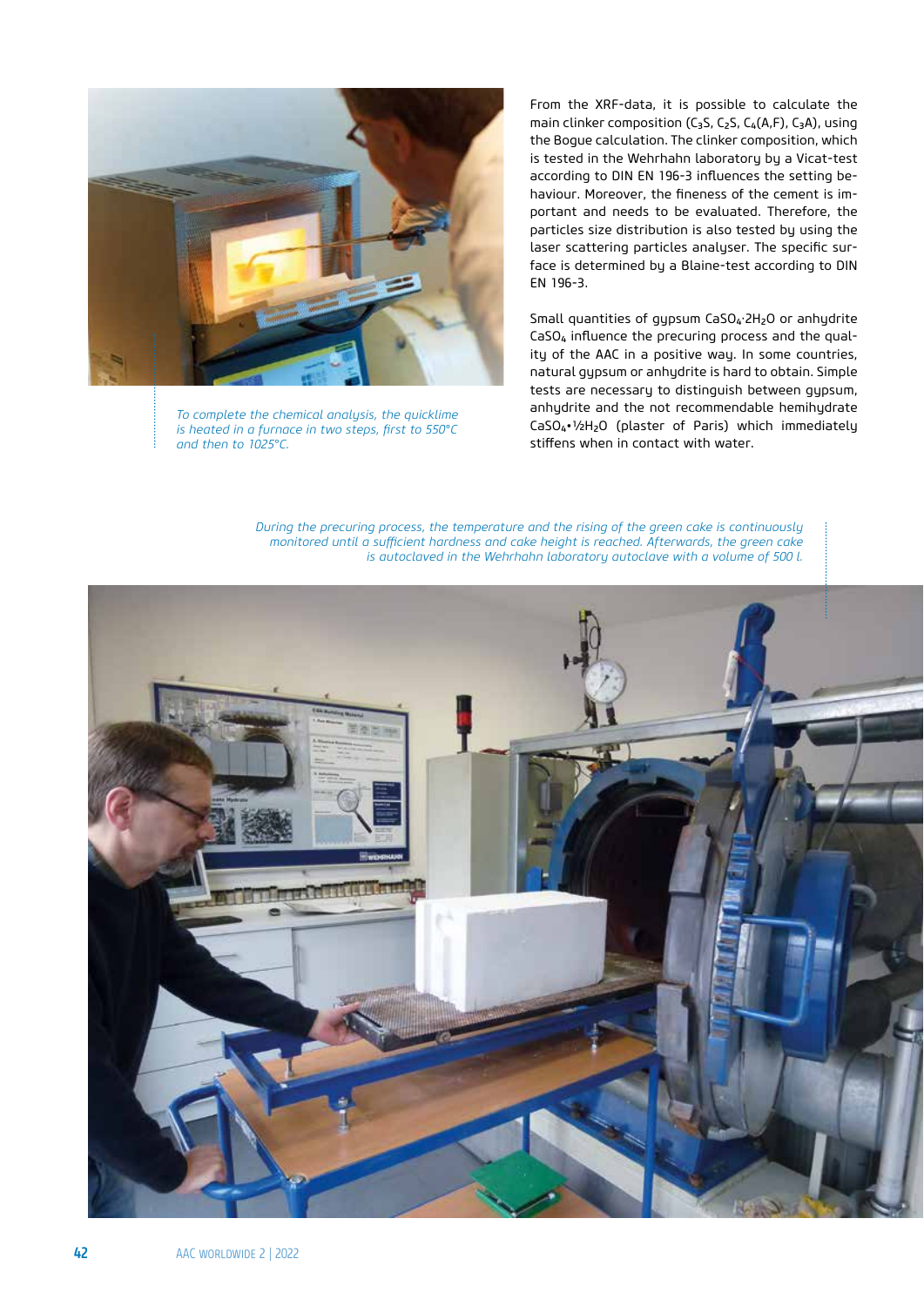*To complete the chemical analysis, the quicklime is heated in a furnace in two steps, first to 550°C and then to 1025°C.*

From the XRF-data, it is possible to calculate the main clinker composition ($C_3S$, $C_2S$, $C_4(A,F)$, $C_3A$), using the Bogue calculation. The clinker composition, which is tested in the Wehrhahn laboratory by a Vicat-test according to DIN EN 196-3 influences the setting behaviour. Moreover, the fineness of the cement is important and needs to be evaluated. Therefore, the particles size distribution is also tested by using the laser scattering particles analyser. The specific surface is determined by a Blaine-test according to DIN EN 196-3.

Small quantities of gypsum $CaSO_4 \cdot 2H_2O$ or anhydrite $CaSO_4$ influence the precuring process and the quality of the AAC in a positive way. In some countries, natural gypsum or anhydrite is hard to obtain. Simple tests are necessary to distinguish between gypsum, anhydrite and the not recommendable hemihydrate $CaSO_4 \cdot ½H_2O$ (plaster of Paris) which immediately stiffens when in contact with water.

*During the precuring process, the temperature and the rising of the green cake is continuously monitored until a sufficient hardness and cake height is reached. Afterwards, the green cake is autoclaved in the Wehrhahn laboratory autoclave with a volume of 500 l.*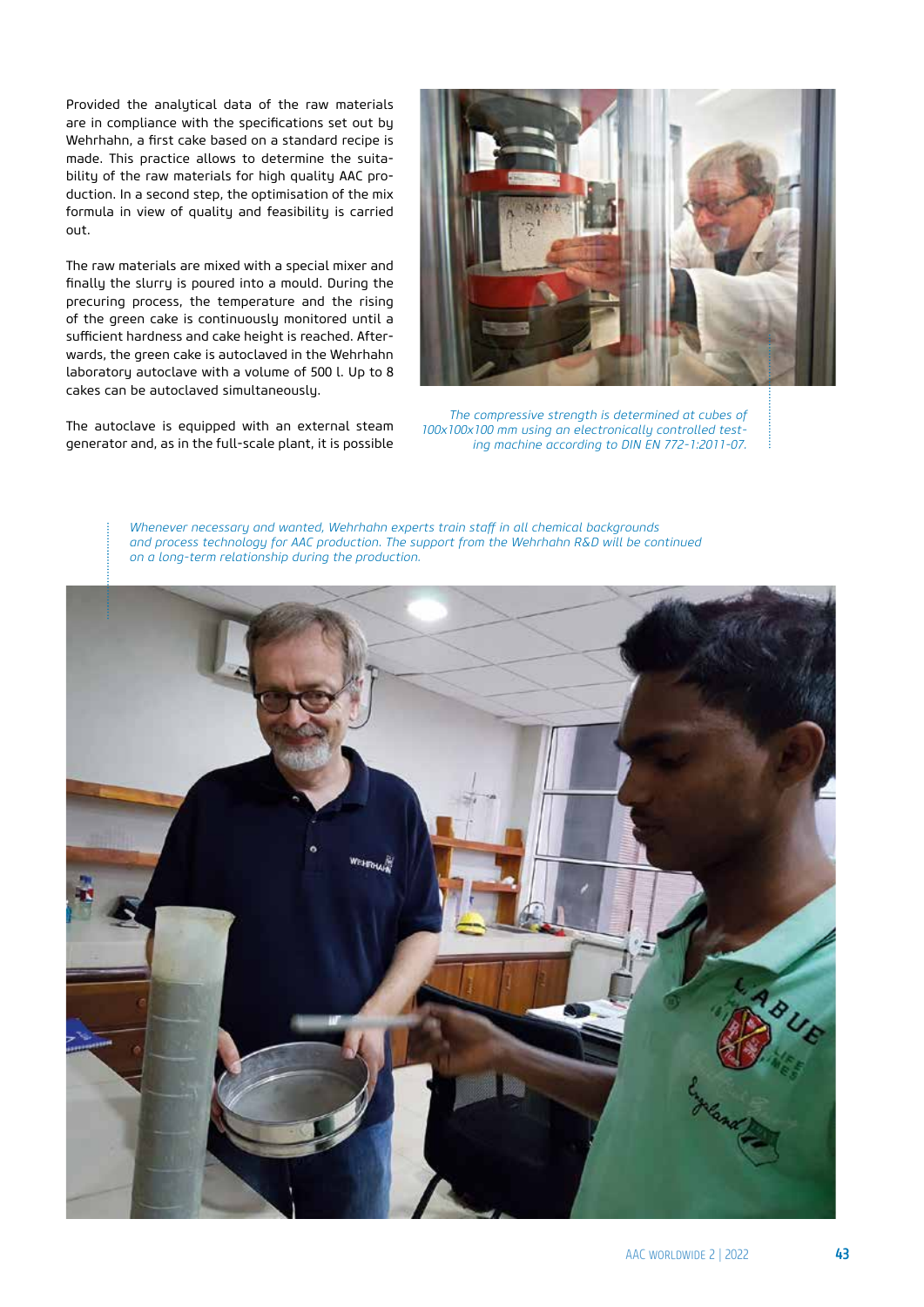Provided the analytical data of the raw materials are in compliance with the specifications set out by Wehrhahn, a first cake based on a standard recipe is made. This practice allows to determine the suitability of the raw materials for high quality AAC production. In a second step, the optimisation of the mix formula in view of quality and feasibility is carried out.

The raw materials are mixed with a special mixer and finally the slurry is poured into a mould. During the precuring process, the temperature and the rising of the green cake is continuously monitored until a sufficient hardness and cake height is reached. Afterwards, the green cake is autoclaved in the Wehrhahn laboratory autoclave with a volume of 500 l. Up to 8 cakes can be autoclaved simultaneously.

The autoclave is equipped with an external steam generator and, as in the full-scale plant, it is possible

*The compressive strength is determined at cubes of 100x100x100 mm using an electronically controlled testing machine according to DIN EN 772-1:2011-07.*

*Whenever necessary and wanted, Wehrhahn experts train staff in all chemical backgrounds and process technology for AAC production. The support from the Wehrhahn R&D will be continued on a long-term relationship during the production.*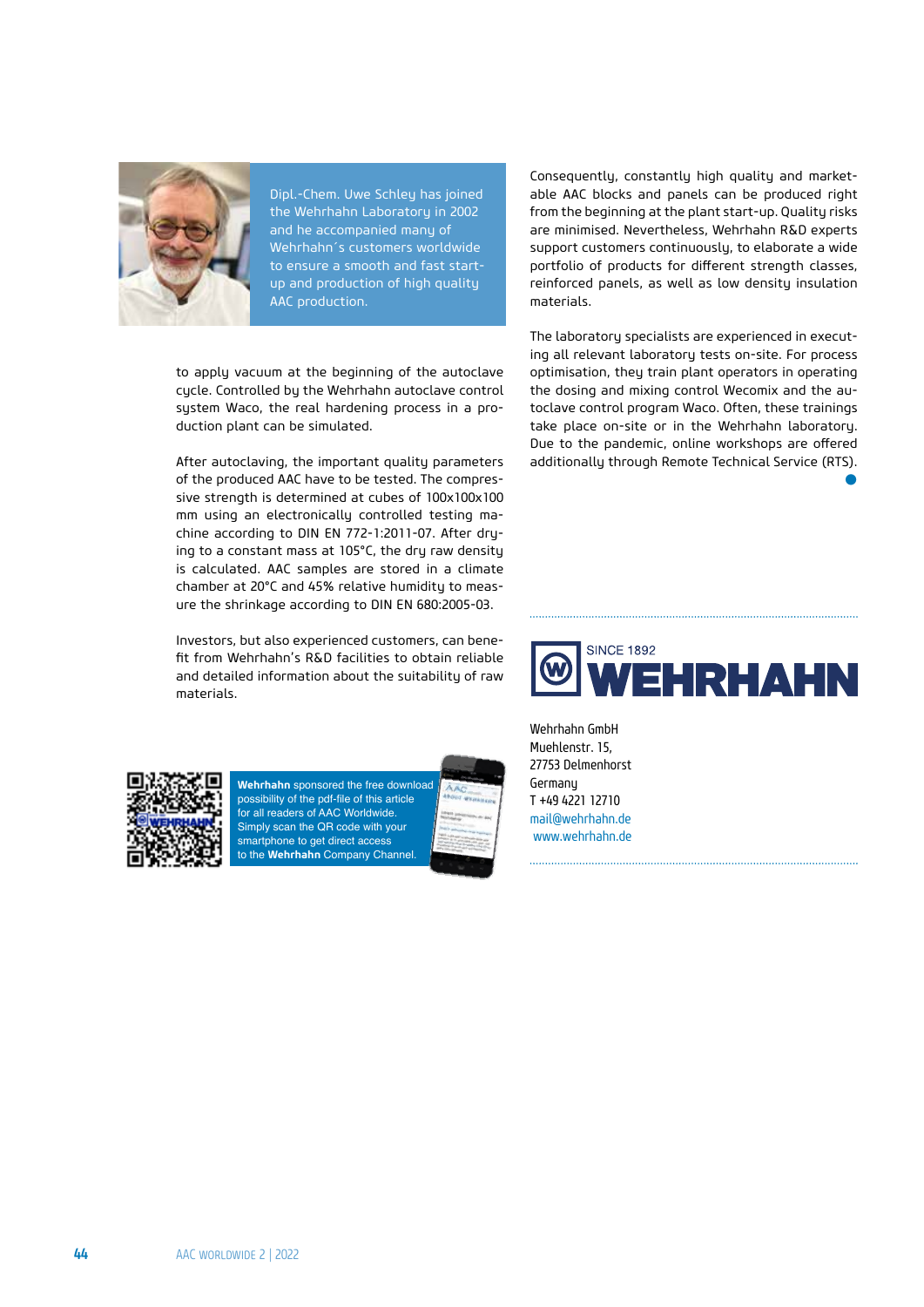Dipl.-Chem. Uwe Schley has joined the Wehrhahn Laboratory in 2002 and he accompanied many of Wehrhahn´s customers worldwide to ensure a smooth and fast start-up and production of high quality AAC production.

to apply vacuum at the beginning of the autoclave cycle. Controlled by the Wehrhahn autoclave control system Waco, the real hardening process in a production plant can be simulated.

After autoclaving, the important quality parameters of the produced AAC have to be tested. The compressive strength is determined at cubes of 100x100x100 mm using an electronically controlled testing machine according to DIN EN 772-1:2011-07. After drying to a constant mass at 105°C, the dry raw density is calculated. AAC samples are stored in a climate chamber at 20°C and 45% relative humidity to measure the shrinkage according to DIN EN 680:2005-03.

Investors, but also experienced customers, can benefit from Wehrhahn's R&D facilities to obtain reliable and detailed information about the suitability of raw materials.

Consequently, constantly high quality and marketable AAC blocks and panels can be produced right from the beginning at the plant start-up. Quality risks are minimised. Nevertheless, Wehrhahn R&D experts support customers continuously, to elaborate a wide portfolio of products for different strength classes, reinforced panels, as well as low density insulation materials.

The laboratory specialists are experienced in executing all relevant laboratory tests on-site. For process optimisation, they train plant operators in operating the dosing and mixing control Wecomix and the autoclave control program Waco. Often, these trainings take place on-site or in the Wehrhahn laboratory. Due to the pandemic, online workshops are offered additionally through Remote Technical Service (RTS).

**Wehrhahn** sponsored the free download possibility of the pdf-file of this article for all readers of AAC Worldwide. Simply scan the QR code with your smartphone to get direct access to the **Wehrhahn** Company Channel.

SINCE 1892
**WEHRHAHN**

Wehrhahn GmbH
Muehlenstr. 15,
27753 Delmenhorst
Germany
T +49 4221 12710
mail@wehrhahn.de
www.wehrhahn.de